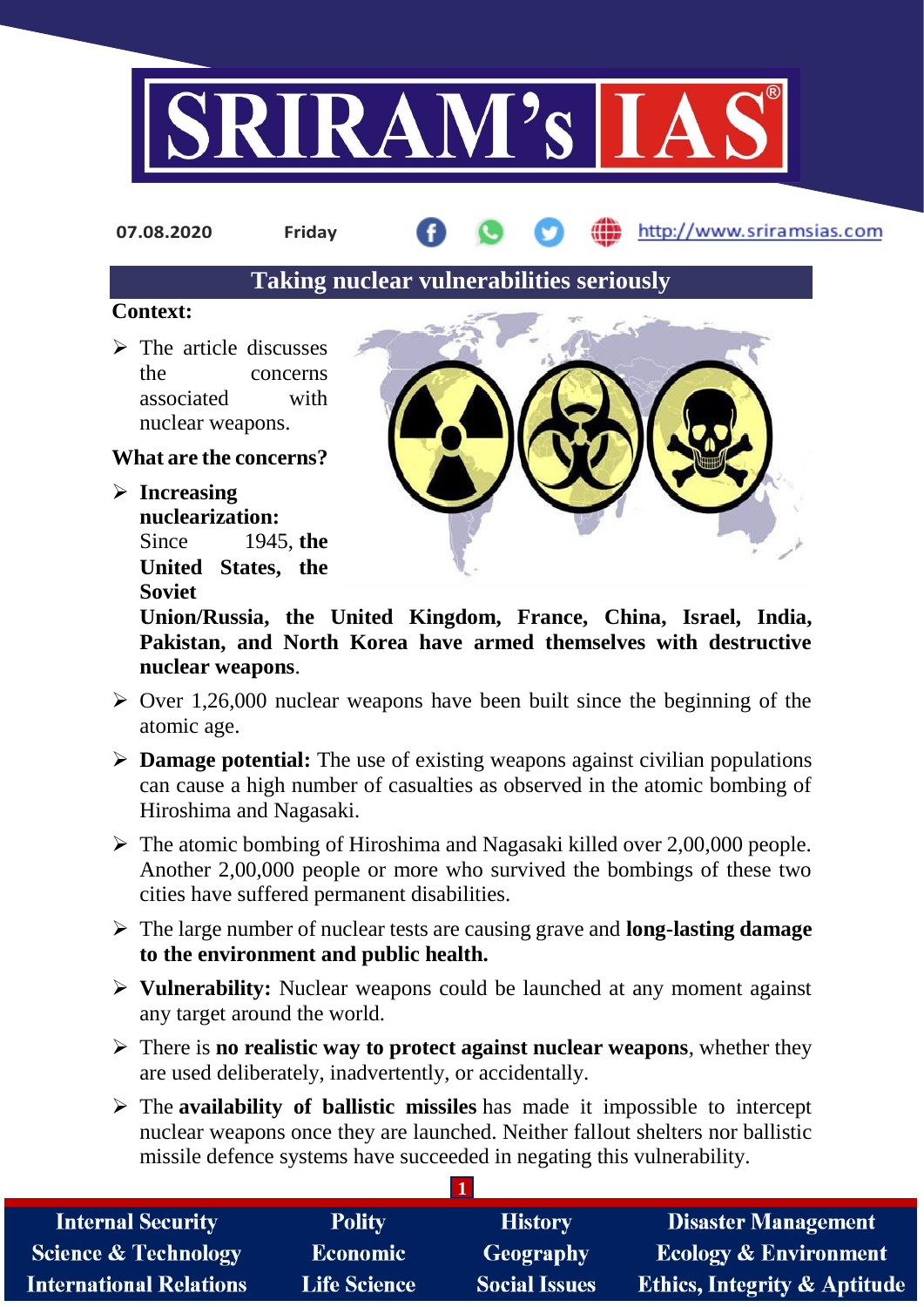07.08.2020 Friday http://www.sriramsias.com

# Taking nuclear vulnerabilities seriously

**Context:**

- The article discusses the concerns associated with nuclear weapons.

**What are the concerns?**

- **Increasing nuclearization:** Since 1945, **the United States, the Soviet Union/Russia, the United Kingdom, France, China, Israel, India, Pakistan, and North Korea have armed themselves with destructive nuclear weapons**.
- Over 1,26,000 nuclear weapons have been built since the beginning of the atomic age.
- **Damage potential:** The use of existing weapons against civilian populations can cause a high number of casualties as observed in the atomic bombing of Hiroshima and Nagasaki.
- The atomic bombing of Hiroshima and Nagasaki killed over 2,00,000 people. Another 2,00,000 people or more who survived the bombings of these two cities have suffered permanent disabilities.
- The large number of nuclear tests are causing grave and **long-lasting damage to the environment and public health.**
- **Vulnerability:** Nuclear weapons could be launched at any moment against any target around the world.
- There is **no realistic way to protect against nuclear weapons**, whether they are used deliberately, inadvertently, or accidentally.
- The **availability of ballistic missiles** has made it impossible to intercept nuclear weapons once they are launched. Neither fallout shelters nor ballistic missile defence systems have succeeded in negating this vulnerability.

Internal Security | Polity | History | Disaster Management
Science & Technology | Economic | Geography | Ecology & Environment
International Relations | Life Science | Social Issues | Ethics, Integrity & Aptitude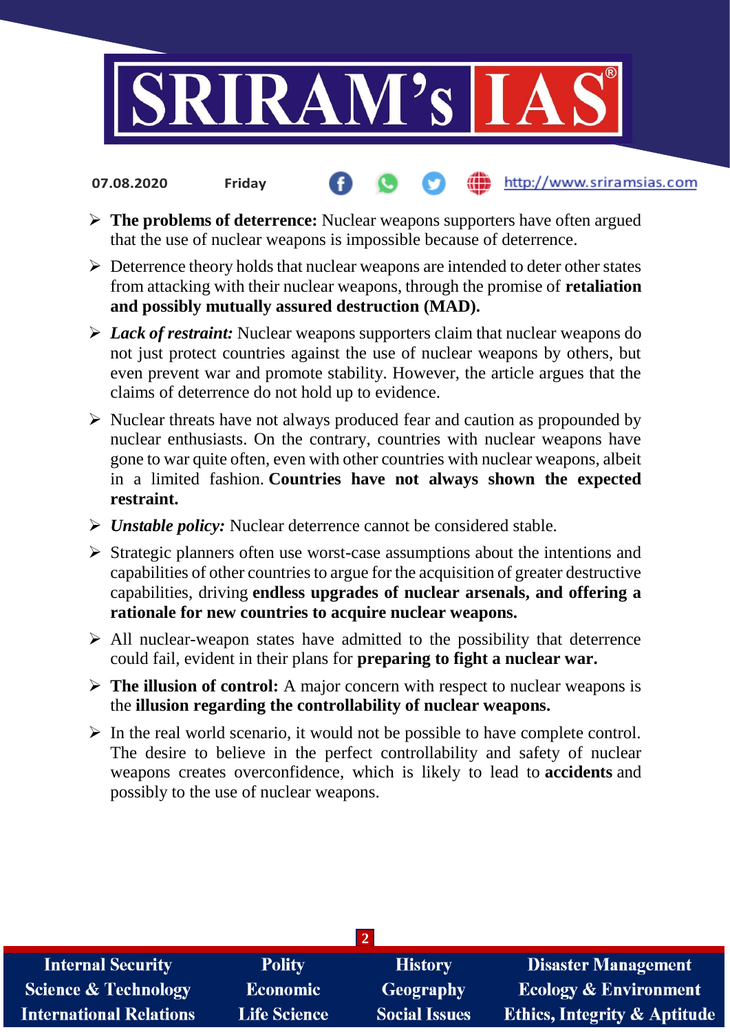- **The problems of deterrence:** Nuclear weapons supporters have often argued that the use of nuclear weapons is impossible because of deterrence.
- Deterrence theory holds that nuclear weapons are intended to deter other states from attacking with their nuclear weapons, through the promise of **retaliation and possibly mutually assured destruction (MAD).**
- ***Lack of restraint:*** Nuclear weapons supporters claim that nuclear weapons do not just protect countries against the use of nuclear weapons by others, but even prevent war and promote stability. However, the article argues that the claims of deterrence do not hold up to evidence.
- Nuclear threats have not always produced fear and caution as propounded by nuclear enthusiasts. On the contrary, countries with nuclear weapons have gone to war quite often, even with other countries with nuclear weapons, albeit in a limited fashion. **Countries have not always shown the expected restraint.**
- ***Unstable policy:*** Nuclear deterrence cannot be considered stable.
- Strategic planners often use worst-case assumptions about the intentions and capabilities of other countries to argue for the acquisition of greater destructive capabilities, driving **endless upgrades of nuclear arsenals, and offering a rationale for new countries to acquire nuclear weapons.**
- All nuclear-weapon states have admitted to the possibility that deterrence could fail, evident in their plans for **preparing to fight a nuclear war.**
- **The illusion of control:** A major concern with respect to nuclear weapons is the **illusion regarding the controllability of nuclear weapons.**
- In the real world scenario, it would not be possible to have complete control. The desire to believe in the perfect controllability and safety of nuclear weapons creates overconfidence, which is likely to lead to **accidents** and possibly to the use of nuclear weapons.